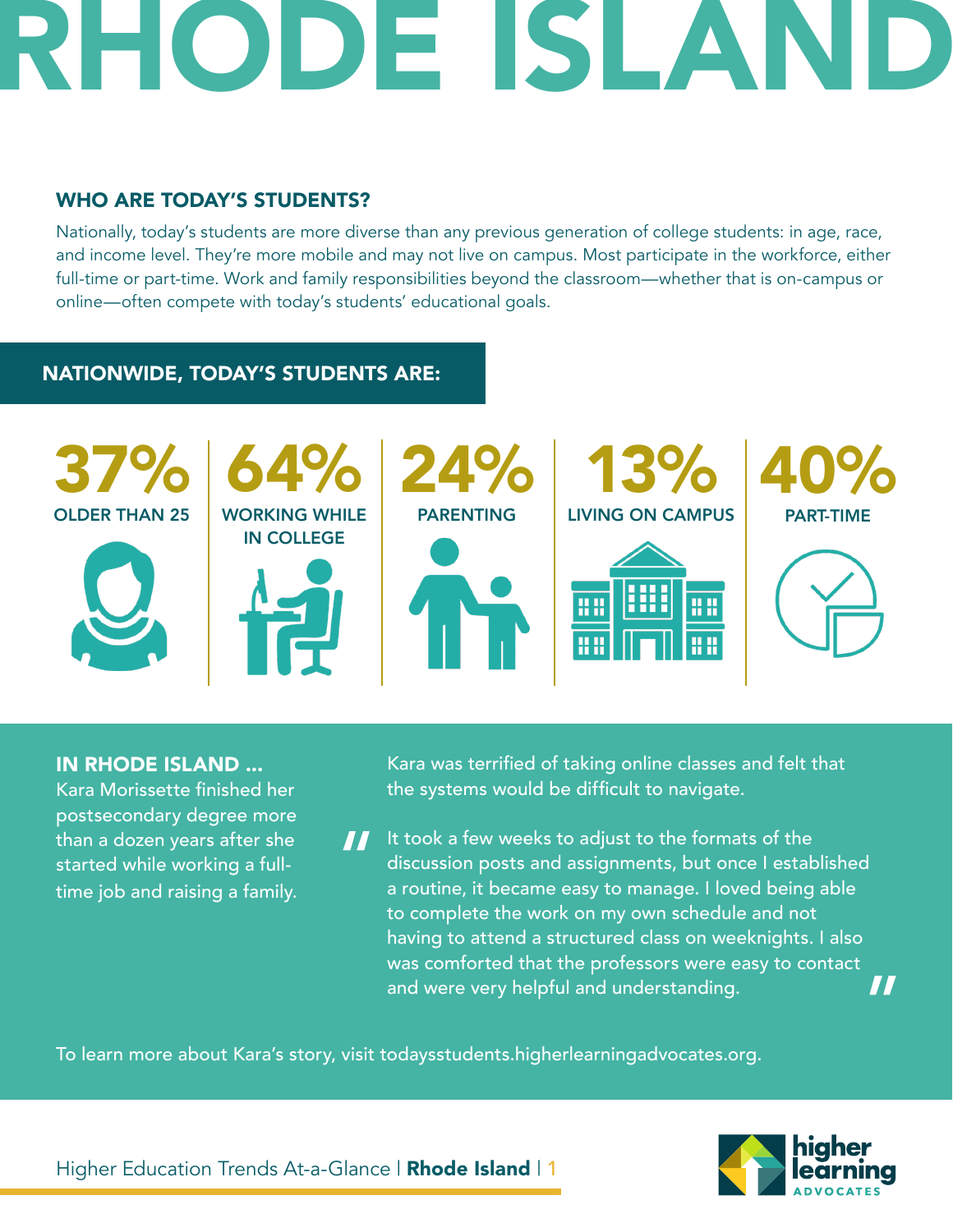# RHODE ISLAND

## WHO ARE TODAY'S STUDENTS?

Nationally, today's students are more diverse than any previous generation of college students: in age, race, and income level. They're more mobile and may not live on campus. Most participate in the workforce, either full-time or part-time. Work and family responsibilities beyond the classroom—whether that is on-campus or online—often compete with today's students' educational goals.

### NATIONWIDE, TODAY'S STUDENTS ARE:

- **37%** OLDER THAN 25
- **64%** WORKING WHILE IN COLLEGE
- **24%** PARENTING
- **13%** LIVING ON CAMPUS
- **40%** PART-TIME

### IN RHODE ISLAND ...

Kara Morissette finished her postsecondary degree more than a dozen years after she started while working a full-time job and raising a family.

Kara was terrified of taking online classes and felt that the systems would be difficult to navigate.

> "It took a few weeks to adjust to the formats of the discussion posts and assignments, but once I established a routine, it became easy to manage. I loved being able to complete the work on my own schedule and not having to attend a structured class on weeknights. I also was comforted that the professors were easy to contact and were very helpful and understanding."

To learn more about Kara's story, visit todaysstudents.higherlearningadvocates.org.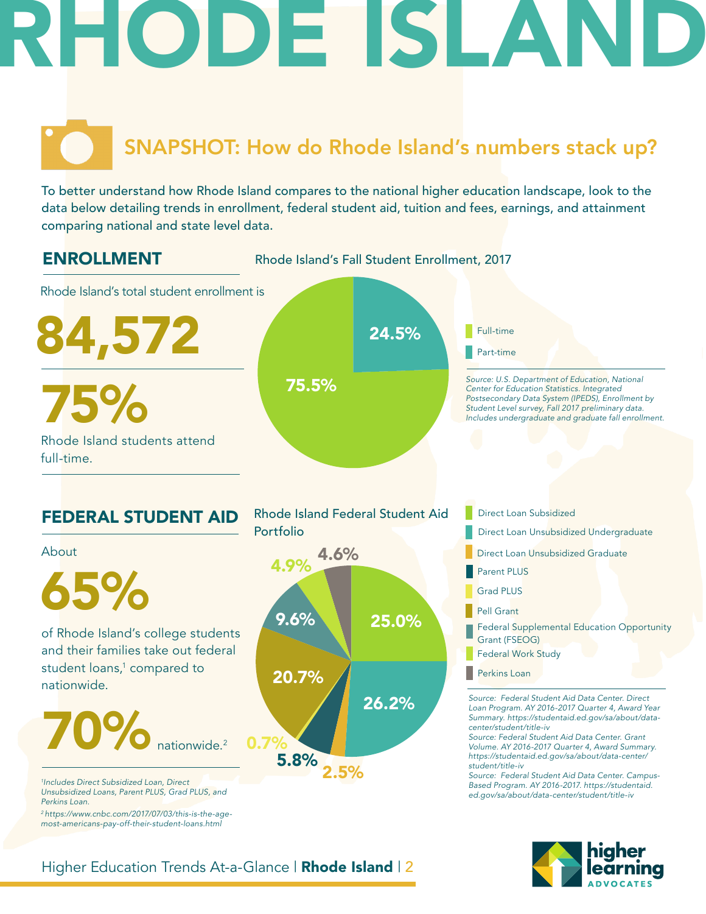# RHODE ISLAND

## SNAPSHOT: How do Rhode Island's numbers stack up?

To better understand how Rhode Island compares to the national higher education landscape, look to the data below detailing trends in enrollment, federal student aid, tuition and fees, earnings, and attainment comparing national and state level data.

## ENROLLMENT

Rhode Island's total student enrollment is

**84,572**

**75%**

Rhode Island students attend full-time.

### Rhode Island's Fall Student Enrollment, 2017

| Enrollment | Percent |
| --- | --- |
| Full-time | 75.5% |
| Part-time | 24.5% |

*Source: U.S. Department of Education, National Center for Education Statistics. Integrated Postsecondary Data System (IPEDS), Enrollment by Student Level survey, Fall 2017 preliminary data. Includes undergraduate and graduate fall enrollment.*

## FEDERAL STUDENT AID

About

**65%**

of Rhode Island's college students and their families take out federal student loans,[1] compared to nationwide.

**70%** nationwide.[2]

*[1]Includes Direct Subsidized Loan, Direct Unsubsidized Loans, Parent PLUS, Grad PLUS, and Perkins Loan.*

*[2] https://www.cnbc.com/2017/07/03/this-is-the-age-most-americans-pay-off-their-student-loans.html*

### Rhode Island Federal Student Aid Portfolio

| Aid Type | Percent |
| --- | --- |
| Direct Loan Subsidized | 25.0% |
| Direct Loan Unsubsidized Undergraduate | 26.2% |
| Direct Loan Unsubsidized Graduate | 2.5% |
| Parent PLUS | 5.8% |
| Grad PLUS | 0.7% |
| Pell Grant | 20.7% |
| Federal Supplemental Education Opportunity Grant (FSEOG) | 9.6% |
| Federal Work Study | 4.9% |
| Perkins Loan | 4.6% |

*Source: Federal Student Aid Data Center. Direct Loan Program. AY 2016-2017 Quarter 4, Award Year Summary. https://studentaid.ed.gov/sa/about/data-center/student/title-iv*

*Source: Federal Student Aid Data Center. Grant Volume. AY 2016-2017 Quarter 4, Award Summary. https://studentaid.ed.gov/sa/about/data-center/student/title-iv*

*Source: Federal Student Aid Data Center. Campus-Based Program. AY 2016-2017. https://studentaid.ed.gov/sa/about/data-center/student/title-iv*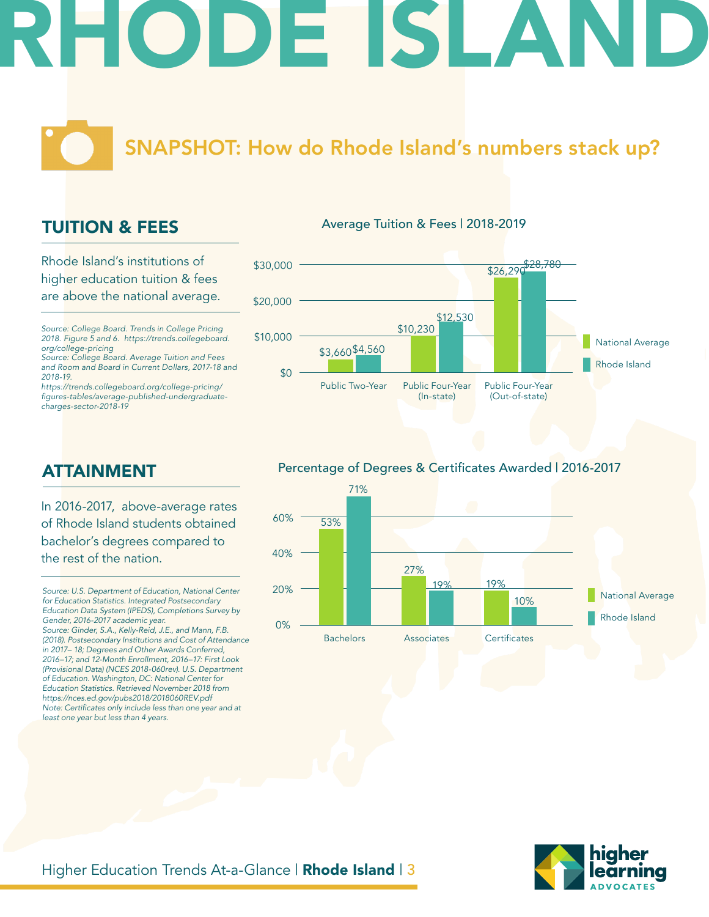# RHODE ISLAND

## SNAPSHOT: How do Rhode Island's numbers stack up?

## TUITION & FEES

Rhode Island's institutions of higher education tuition & fees are above the national average.

*Source: College Board. Trends in College Pricing 2018. Figure 5 and 6. https://trends.collegeboard.org/college-pricing*
*Source: College Board. Average Tuition and Fees and Room and Board in Current Dollars, 2017-18 and 2018-19. https://trends.collegeboard.org/college-pricing/figures-tables/average-published-undergraduate-charges-sector-2018-19*

**Average Tuition & Fees | 2018-2019**

| | National Average | Rhode Island |
|---|---|---|
| Public Two-Year | $3,660 | $4,560 |
| Public Four-Year (In-state) | $10,230 | $12,530 |
| Public Four-Year (Out-of-state) | $26,290 | $28,780 |

## ATTAINMENT

In 2016-2017, above-average rates of Rhode Island students obtained bachelor's degrees compared to the rest of the nation.

*Source: U.S. Department of Education, National Center for Education Statistics. Integrated Postsecondary Education Data System (IPEDS), Completions Survey by Gender, 2016-2017 academic year.*
*Source: Ginder, S.A., Kelly-Reid, J.E., and Mann, F.B. (2018). Postsecondary Institutions and Cost of Attendance in 2017– 18; Degrees and Other Awards Conferred, 2016–17; and 12-Month Enrollment, 2016–17: First Look (Provisional Data) (NCES 2018-060rev). U.S. Department of Education. Washington, DC: National Center for Education Statistics. Retrieved November 2018 from https://nces.ed.gov/pubs2018/2018060REV.pdf*
*Note: Certificates only include less than one year and at least one year but less than 4 years.*

**Percentage of Degrees & Certificates Awarded | 2016-2017**

| | National Average | Rhode Island |
|---|---|---|
| Bachelors | 53% | 71% |
| Associates | 27% | 19% |
| Certificates | 19% | 10% |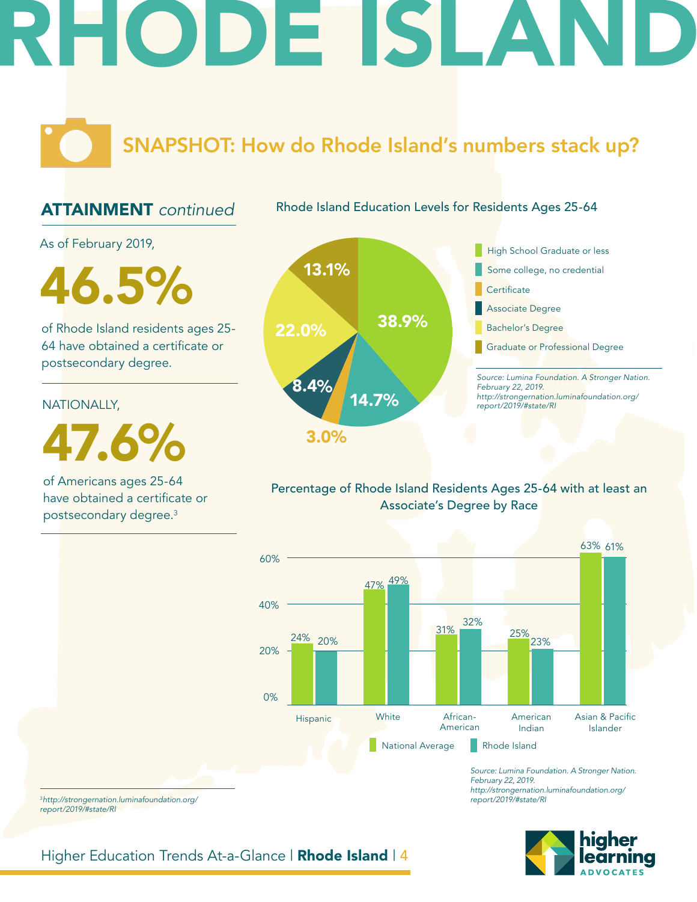# RHODE ISLAND

## SNAPSHOT: How do Rhode Island's numbers stack up?

### ATTAINMENT *continued*

As of February 2019,

**46.5%**

of Rhode Island residents ages 25-64 have obtained a certificate or postsecondary degree.

NATIONALLY,

**47.6%**

of Americans ages 25-64 have obtained a certificate or postsecondary degree.[3]

### Rhode Island Education Levels for Residents Ages 25-64

| Education Level | Percentage |
|---|---|
| High School Graduate or less | 38.9% |
| Some college, no credential | 14.7% |
| Certificate | 3.0% |
| Associate Degree | 8.4% |
| Bachelor's Degree | 22.0% |
| Graduate or Professional Degree | 13.1% |

*Source: Lumina Foundation. A Stronger Nation. February 22, 2019. http://strongernation.luminafoundation.org/report/2019/#state/RI*

### Percentage of Rhode Island Residents Ages 25-64 with at least an Associate's Degree by Race

| Race | National Average | Rhode Island |
|---|---|---|
| Hispanic | 24% | 20% |
| White | 47% | 49% |
| African-American | 31% | 32% |
| American Indian | 25% | 23% |
| Asian & Pacific Islander | 63% | 61% |

*Source: Lumina Foundation. A Stronger Nation. February 22, 2019. http://strongernation.luminafoundation.org/report/2019/#state/RI*

[3] *http://strongernation.luminafoundation.org/report/2019/#state/RI*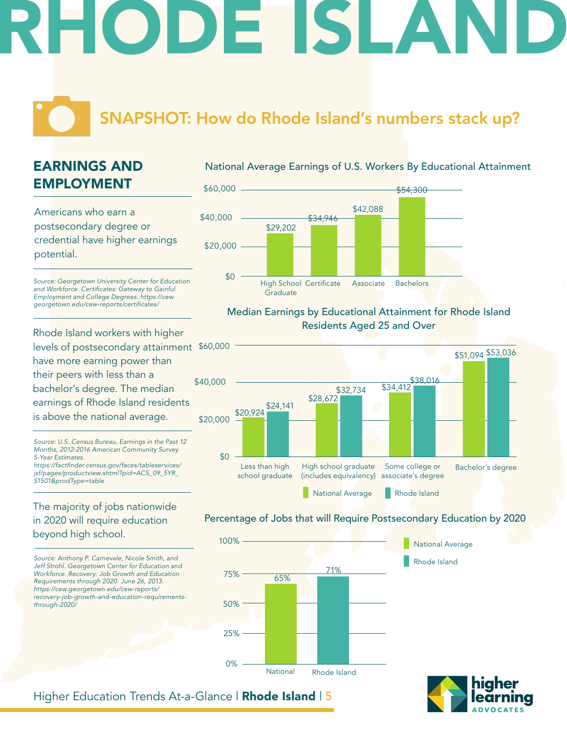# RHODE ISLAND

## SNAPSHOT: How do Rhode Island's numbers stack up?

## EARNINGS AND EMPLOYMENT

Americans who earn a postsecondary degree or credential have higher earnings potential.

*Source: Georgetown University Center for Education and Workforce. Certificates: Gateway to Gainful Employment and College Degrees. https://cew.georgetown.edu/cew-reports/certificates/*

### National Average Earnings of U.S. Workers By Educational Attainment

| Educational Attainment | Earnings |
|---|---|
| High School Graduate | $29,202 |
| Certificate | $34,946 |
| Associate | $42,088 |
| Bachelors | $54,300 |

Rhode Island workers with higher levels of postsecondary attainment have more earning power than their peers with less than a bachelor's degree. The median earnings of Rhode Island residents is above the national average.

*Source: U.S. Census Bureau, Earnings in the Past 12 Months, 2012-2016 American Community Survey 5-Year Estimates. https://factfinder.census.gov/faces/tableservices/jsf/pages/productview.xhtml?pid=ACS_09_5YR_S1501&prodType=table*

### Median Earnings by Educational Attainment for Rhode Island Residents Aged 25 and Over

| Educational Attainment | National Average | Rhode Island |
|---|---|---|
| Less than high school graduate | $20,924 | $24,141 |
| High school graduate (includes equivalency) | $28,672 | $32,734 |
| Some college or associate's degree | $34,412 | $38,016 |
| Bachelor's degree | $51,094 | $53,036 |

The majority of jobs nationwide in 2020 will require education beyond high school.

*Source: Anthony P. Carnevale, Nicole Smith, and Jeff Strohl. Georgetown Center for Education and Workforce. Recovery: Job Growth and Education Requirements through 2020. June 26, 2013. https://cew.georgetown.edu/cew-reports/recovery-job-growth-and-education-requirements-through-2020/*

### Percentage of Jobs that will Require Postsecondary Education by 2020

| | Percentage |
|---|---|
| National | 65% |
| Rhode Island | 71% |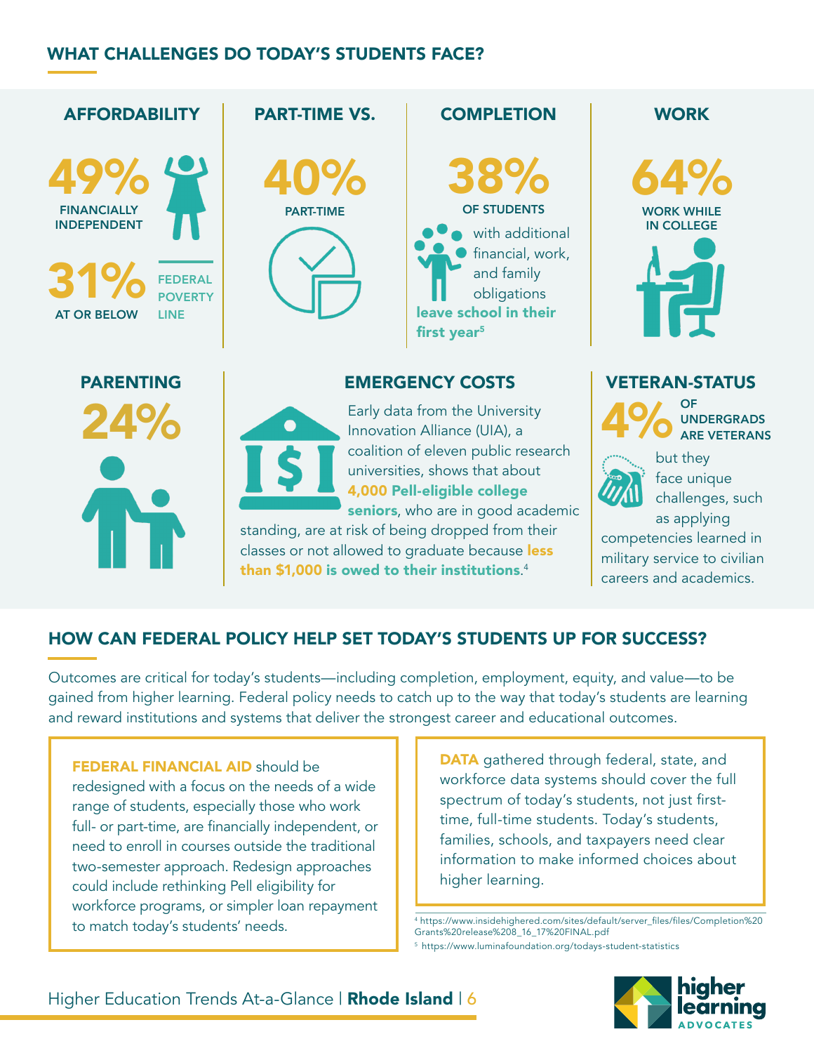## WHAT CHALLENGES DO TODAY'S STUDENTS FACE?

### AFFORDABILITY

**49%** FINANCIALLY INDEPENDENT

**31%** AT OR BELOW FEDERAL POVERTY LINE

### PART-TIME VS.

**40%** PART-TIME

### COMPLETION

**38%** OF STUDENTS with additional financial, work, and family obligations **leave school in their first year**[5]

### WORK

**64%** WORK WHILE IN COLLEGE

### PARENTING

**24%**

### EMERGENCY COSTS

Early data from the University Innovation Alliance (UIA), a coalition of eleven public research universities, shows that about **4,000 Pell-eligible college seniors**, who are in good academic standing, are at risk of being dropped from their classes or not allowed to graduate because **less than $1,000 is owed to their institutions.**[4]

### VETERAN-STATUS

**4%** OF UNDERGRADS ARE VETERANS

but they face unique challenges, such as applying competencies learned in military service to civilian careers and academics.

## HOW CAN FEDERAL POLICY HELP SET TODAY'S STUDENTS UP FOR SUCCESS?

Outcomes are critical for today's students—including completion, employment, equity, and value—to be gained from higher learning. Federal policy needs to catch up to the way that today's students are learning and reward institutions and systems that deliver the strongest career and educational outcomes.

**FEDERAL FINANCIAL AID** should be redesigned with a focus on the needs of a wide range of students, especially those who work full- or part-time, are financially independent, or need to enroll in courses outside the traditional two-semester approach. Redesign approaches could include rethinking Pell eligibility for workforce programs, or simpler loan repayment to match today's students' needs.

**DATA** gathered through federal, state, and workforce data systems should cover the full spectrum of today's students, not just first-time, full-time students. Today's students, families, schools, and taxpayers need clear information to make informed choices about higher learning.

[4] https://www.insidehighered.com/sites/default/server_files/files/Completion%20Grants%20release%208_16_17%20FINAL.pdf

[5] https://www.luminafoundation.org/todays-student-statistics